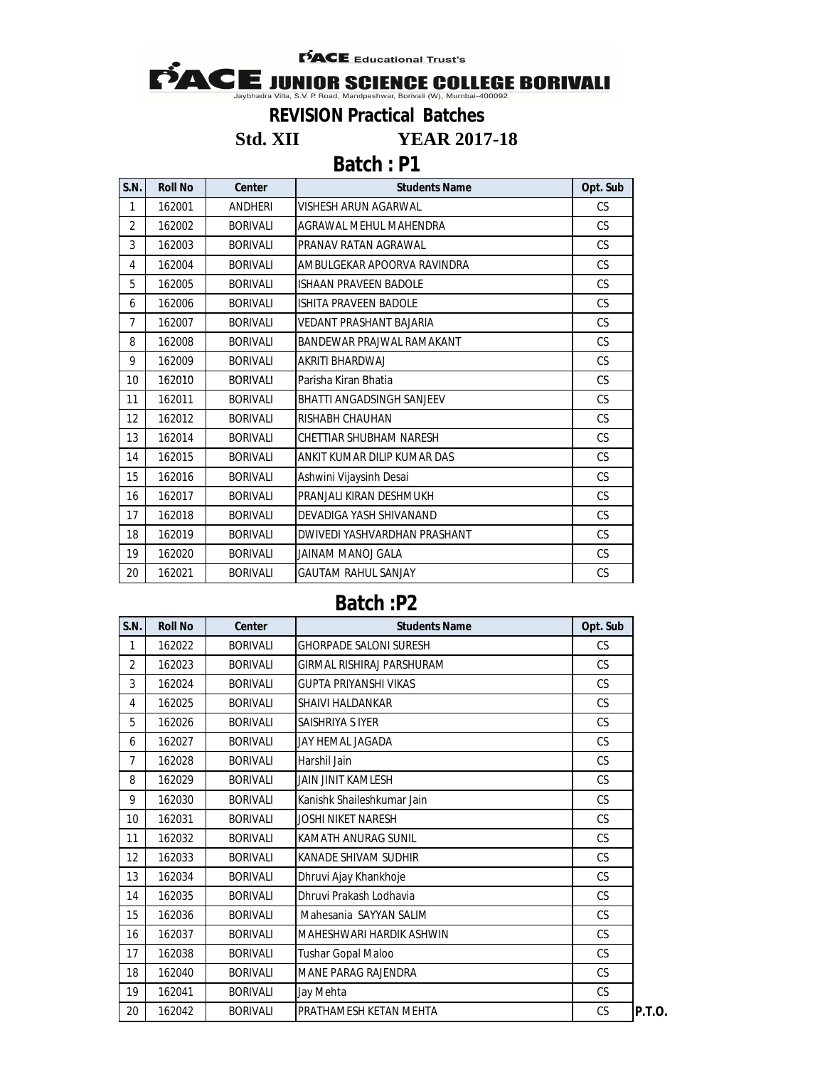PACE Educational Trust's

# PACE JUNIOR SCIENCE COLLEGE BORIVALI

Jaybhadra Villa, S.V. P. Road, Mandpeshwar, Borivali (W), Mumbai-400092.

## REVISION Practical Batches

**Std. XII YEAR 2017-18**

## Batch : P1

| S.N. | Roll No | Center | Students Name | Opt. Sub |
|---|---|---|---|---|
| 1 | 162001 | ANDHERI | VISHESH ARUN AGARWAL | CS |
| 2 | 162002 | BORIVALI | AGRAWAL MEHUL MAHENDRA | CS |
| 3 | 162003 | BORIVALI | PRANAV RATAN AGRAWAL | CS |
| 4 | 162004 | BORIVALI | AMBULGEKAR APOORVA RAVINDRA | CS |
| 5 | 162005 | BORIVALI | ISHAAN PRAVEEN BADOLE | CS |
| 6 | 162006 | BORIVALI | ISHITA PRAVEEN BADOLE | CS |
| 7 | 162007 | BORIVALI | VEDANT PRASHANT BAJARIA | CS |
| 8 | 162008 | BORIVALI | BANDEWAR PRAJWAL RAMAKANT | CS |
| 9 | 162009 | BORIVALI | AKRITI BHARDWAJ | CS |
| 10 | 162010 | BORIVALI | Parisha Kiran Bhatia | CS |
| 11 | 162011 | BORIVALI | BHATTI ANGADSINGH SANJEEV | CS |
| 12 | 162012 | BORIVALI | RISHABH CHAUHAN | CS |
| 13 | 162014 | BORIVALI | CHETTIAR SHUBHAM NARESH | CS |
| 14 | 162015 | BORIVALI | ANKIT KUMAR DILIP KUMAR DAS | CS |
| 15 | 162016 | BORIVALI | Ashwini Vijaysinh Desai | CS |
| 16 | 162017 | BORIVALI | PRANJALI KIRAN DESHMUKH | CS |
| 17 | 162018 | BORIVALI | DEVADIGA YASH SHIVANAND | CS |
| 18 | 162019 | BORIVALI | DWIVEDI YASHVARDHAN PRASHANT | CS |
| 19 | 162020 | BORIVALI | JAINAM MANOJ GALA | CS |
| 20 | 162021 | BORIVALI | GAUTAM RAHUL SANJAY | CS |

## Batch :P2

| S.N. | Roll No | Center | Students Name | Opt. Sub |
|---|---|---|---|---|
| 1 | 162022 | BORIVALI | GHORPADE SALONI SURESH | CS |
| 2 | 162023 | BORIVALI | GIRMAL RISHIRAJ PARSHURAM | CS |
| 3 | 162024 | BORIVALI | GUPTA PRIYANSHI VIKAS | CS |
| 4 | 162025 | BORIVALI | SHAIVI HALDANKAR | CS |
| 5 | 162026 | BORIVALI | SAISHRIYA S IYER | CS |
| 6 | 162027 | BORIVALI | JAY HEMAL JAGADA | CS |
| 7 | 162028 | BORIVALI | Harshil Jain | CS |
| 8 | 162029 | BORIVALI | JAIN JINIT KAMLESH | CS |
| 9 | 162030 | BORIVALI | Kanishk Shaileshkumar Jain | CS |
| 10 | 162031 | BORIVALI | JOSHI NIKET NARESH | CS |
| 11 | 162032 | BORIVALI | KAMATH ANURAG SUNIL | CS |
| 12 | 162033 | BORIVALI | KANADE SHIVAM SUDHIR | CS |
| 13 | 162034 | BORIVALI | Dhruvi Ajay Khankhoje | CS |
| 14 | 162035 | BORIVALI | Dhruvi Prakash Lodhavia | CS |
| 15 | 162036 | BORIVALI | Mahesania SAYYAN SALIM | CS |
| 16 | 162037 | BORIVALI | MAHESHWARI HARDIK ASHWIN | CS |
| 17 | 162038 | BORIVALI | Tushar Gopal Maloo | CS |
| 18 | 162040 | BORIVALI | MANE PARAG RAJENDRA | CS |
| 19 | 162041 | BORIVALI | Jay Mehta | CS |
| 20 | 162042 | BORIVALI | PRATHAMESH KETAN MEHTA | CS |

**P.T.O.**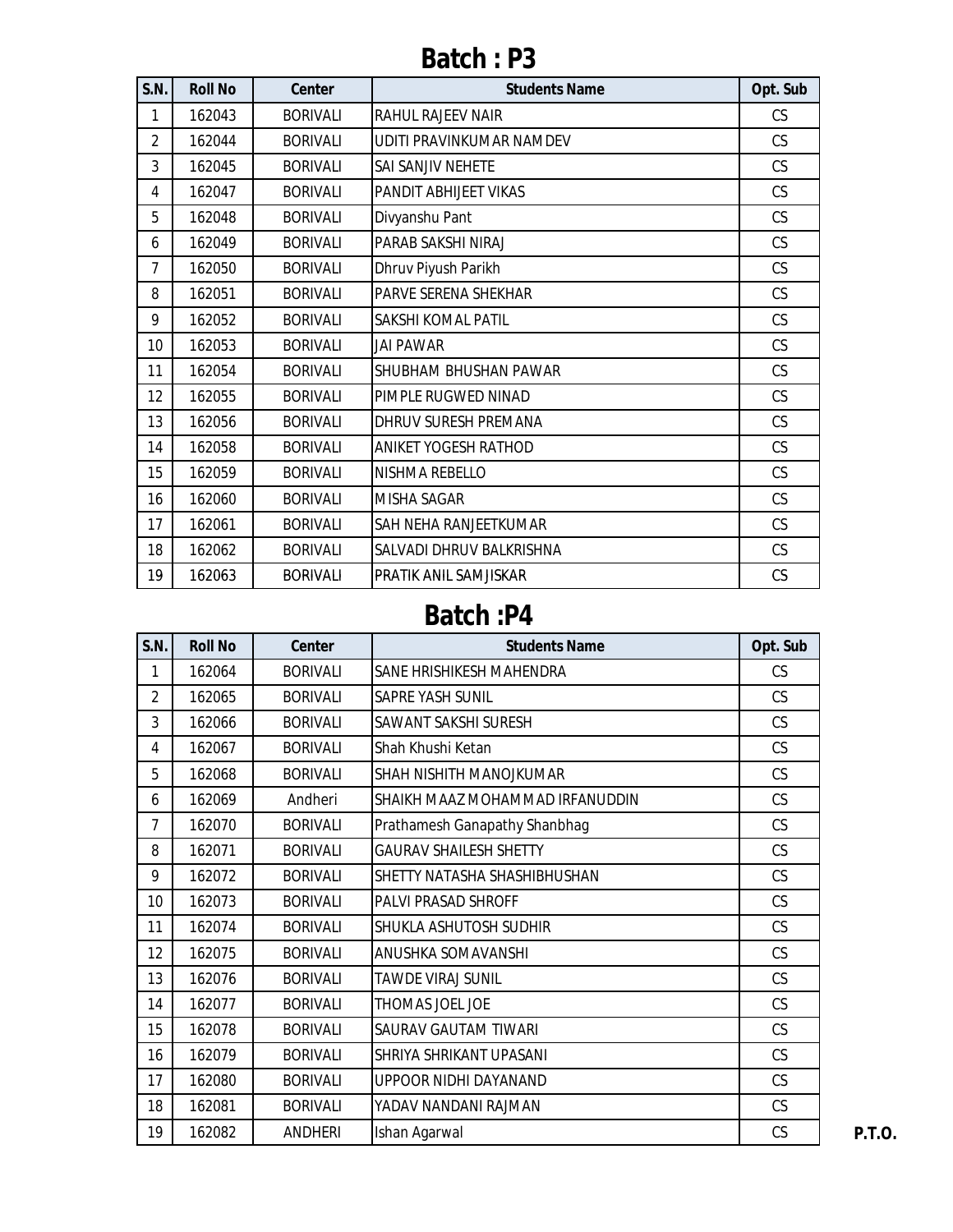# Batch : P3

| S.N. | Roll No | Center | Students Name | Opt. Sub |
|---|---|---|---|---|
| 1 | 162043 | BORIVALI | RAHUL RAJEEV NAIR | CS |
| 2 | 162044 | BORIVALI | UDITI PRAVINKUMAR NAMDEV | CS |
| 3 | 162045 | BORIVALI | SAI SANJIV NEHETE | CS |
| 4 | 162047 | BORIVALI | PANDIT ABHIJEET VIKAS | CS |
| 5 | 162048 | BORIVALI | Divyanshu Pant | CS |
| 6 | 162049 | BORIVALI | PARAB SAKSHI NIRAJ | CS |
| 7 | 162050 | BORIVALI | Dhruv Piyush Parikh | CS |
| 8 | 162051 | BORIVALI | PARVE SERENA SHEKHAR | CS |
| 9 | 162052 | BORIVALI | SAKSHI KOMAL PATIL | CS |
| 10 | 162053 | BORIVALI | JAI PAWAR | CS |
| 11 | 162054 | BORIVALI | SHUBHAM BHUSHAN PAWAR | CS |
| 12 | 162055 | BORIVALI | PIMPLE RUGWED NINAD | CS |
| 13 | 162056 | BORIVALI | DHRUV SURESH PREMANA | CS |
| 14 | 162058 | BORIVALI | ANIKET YOGESH RATHOD | CS |
| 15 | 162059 | BORIVALI | NISHMA REBELLO | CS |
| 16 | 162060 | BORIVALI | MISHA SAGAR | CS |
| 17 | 162061 | BORIVALI | SAH NEHA RANJEETKUMAR | CS |
| 18 | 162062 | BORIVALI | SALVADI DHRUV BALKRISHNA | CS |
| 19 | 162063 | BORIVALI | PRATIK ANIL SAMJISKAR | CS |

# Batch :P4

| S.N. | Roll No | Center | Students Name | Opt. Sub |
|---|---|---|---|---|
| 1 | 162064 | BORIVALI | SANE HRISHIKESH MAHENDRA | CS |
| 2 | 162065 | BORIVALI | SAPRE YASH SUNIL | CS |
| 3 | 162066 | BORIVALI | SAWANT SAKSHI SURESH | CS |
| 4 | 162067 | BORIVALI | Shah Khushi Ketan | CS |
| 5 | 162068 | BORIVALI | SHAH NISHITH MANOJKUMAR | CS |
| 6 | 162069 | Andheri | SHAIKH MAAZ MOHAMMAD IRFANUDDIN | CS |
| 7 | 162070 | BORIVALI | Prathamesh Ganapathy Shanbhag | CS |
| 8 | 162071 | BORIVALI | GAURAV SHAILESH SHETTY | CS |
| 9 | 162072 | BORIVALI | SHETTY NATASHA SHASHIBHUSHAN | CS |
| 10 | 162073 | BORIVALI | PALVI PRASAD SHROFF | CS |
| 11 | 162074 | BORIVALI | SHUKLA ASHUTOSH SUDHIR | CS |
| 12 | 162075 | BORIVALI | ANUSHKA SOMAVANSHI | CS |
| 13 | 162076 | BORIVALI | TAWDE VIRAJ SUNIL | CS |
| 14 | 162077 | BORIVALI | THOMAS JOEL JOE | CS |
| 15 | 162078 | BORIVALI | SAURAV GAUTAM TIWARI | CS |
| 16 | 162079 | BORIVALI | SHRIYA SHRIKANT UPASANI | CS |
| 17 | 162080 | BORIVALI | UPPOOR NIDHI DAYANAND | CS |
| 18 | 162081 | BORIVALI | YADAV NANDANI RAJMAN | CS |
| 19 | 162082 | ANDHERI | Ishan Agarwal | CS |

**P.T.O.**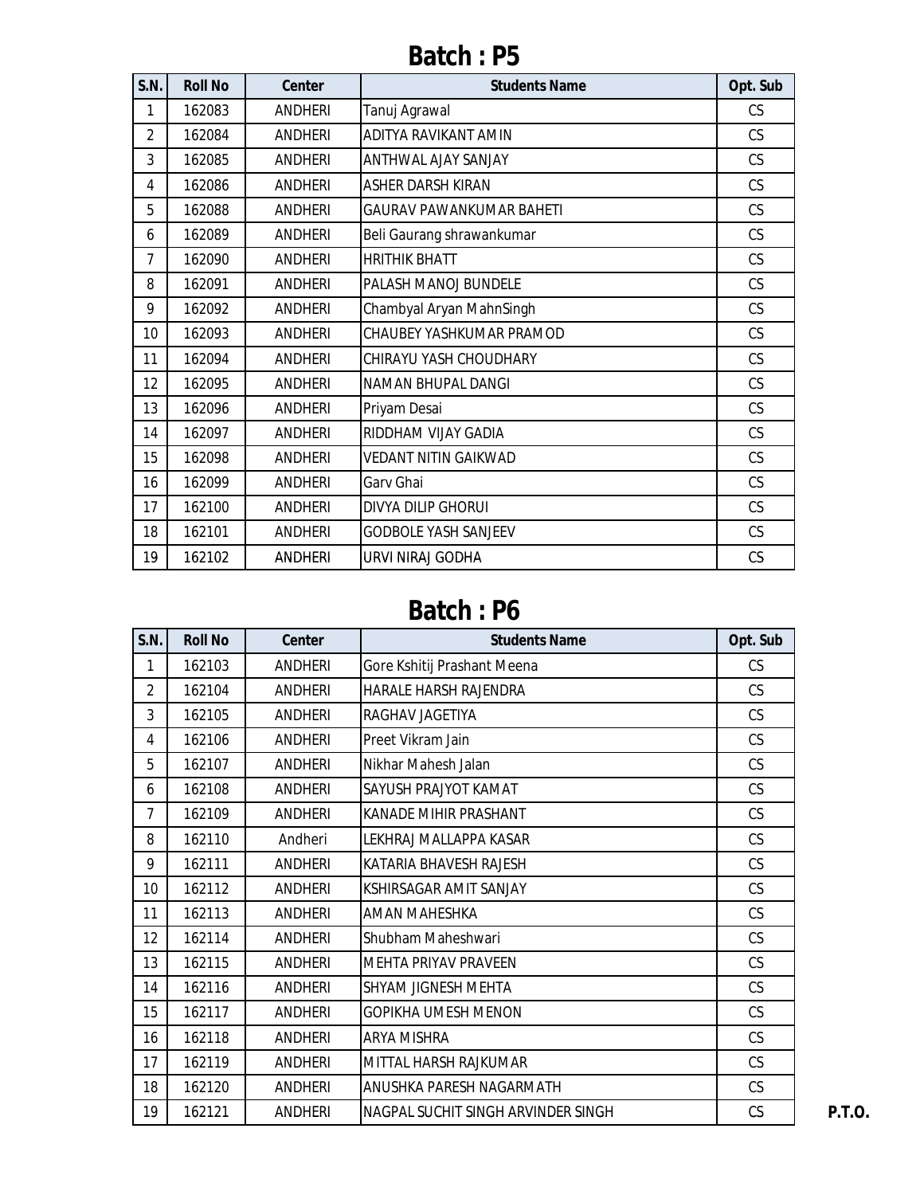# Batch : P5

| S.N. | Roll No | Center | Students Name | Opt. Sub |
|---|---|---|---|---|
| 1 | 162083 | ANDHERI | Tanuj Agrawal | CS |
| 2 | 162084 | ANDHERI | ADITYA RAVIKANT AMIN | CS |
| 3 | 162085 | ANDHERI | ANTHWAL AJAY SANJAY | CS |
| 4 | 162086 | ANDHERI | ASHER DARSH KIRAN | CS |
| 5 | 162088 | ANDHERI | GAURAV PAWANKUMAR BAHETI | CS |
| 6 | 162089 | ANDHERI | Beli Gaurang shrawankumar | CS |
| 7 | 162090 | ANDHERI | HRITHIK BHATT | CS |
| 8 | 162091 | ANDHERI | PALASH MANOJ BUNDELE | CS |
| 9 | 162092 | ANDHERI | Chambyal Aryan MahnSingh | CS |
| 10 | 162093 | ANDHERI | CHAUBEY YASHKUMAR PRAMOD | CS |
| 11 | 162094 | ANDHERI | CHIRAYU YASH CHOUDHARY | CS |
| 12 | 162095 | ANDHERI | NAMAN BHUPAL DANGI | CS |
| 13 | 162096 | ANDHERI | Priyam Desai | CS |
| 14 | 162097 | ANDHERI | RIDDHAM VIJAY GADIA | CS |
| 15 | 162098 | ANDHERI | VEDANT NITIN GAIKWAD | CS |
| 16 | 162099 | ANDHERI | Garv Ghai | CS |
| 17 | 162100 | ANDHERI | DIVYA DILIP GHORUI | CS |
| 18 | 162101 | ANDHERI | GODBOLE YASH SANJEEV | CS |
| 19 | 162102 | ANDHERI | URVI NIRAJ GODHA | CS |

# Batch : P6

| S.N. | Roll No | Center | Students Name | Opt. Sub |
|---|---|---|---|---|
| 1 | 162103 | ANDHERI | Gore Kshitij Prashant Meena | CS |
| 2 | 162104 | ANDHERI | HARALE HARSH RAJENDRA | CS |
| 3 | 162105 | ANDHERI | RAGHAV JAGETIYA | CS |
| 4 | 162106 | ANDHERI | Preet Vikram Jain | CS |
| 5 | 162107 | ANDHERI | Nikhar Mahesh Jalan | CS |
| 6 | 162108 | ANDHERI | SAYUSH PRAJYOT KAMAT | CS |
| 7 | 162109 | ANDHERI | KANADE MIHIR PRASHANT | CS |
| 8 | 162110 | Andheri | LEKHRAJ MALLAPPA KASAR | CS |
| 9 | 162111 | ANDHERI | KATARIA BHAVESH RAJESH | CS |
| 10 | 162112 | ANDHERI | KSHIRSAGAR AMIT SANJAY | CS |
| 11 | 162113 | ANDHERI | AMAN MAHESHKA | CS |
| 12 | 162114 | ANDHERI | Shubham Maheshwari | CS |
| 13 | 162115 | ANDHERI | MEHTA PRIYAV PRAVEEN | CS |
| 14 | 162116 | ANDHERI | SHYAM JIGNESH MEHTA | CS |
| 15 | 162117 | ANDHERI | GOPIKHA UMESH MENON | CS |
| 16 | 162118 | ANDHERI | ARYA MISHRA | CS |
| 17 | 162119 | ANDHERI | MITTAL HARSH RAJKUMAR | CS |
| 18 | 162120 | ANDHERI | ANUSHKA PARESH NAGARMATH | CS |
| 19 | 162121 | ANDHERI | NAGPAL SUCHIT SINGH ARVINDER SINGH | CS |

**P.T.O.**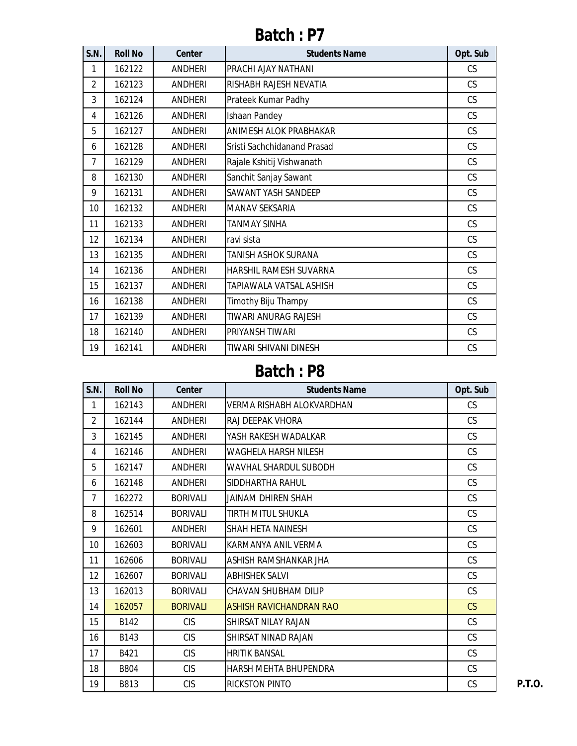# Batch : P7

| S.N. | Roll No | Center | Students Name | Opt. Sub |
|---|---|---|---|---|
| 1 | 162122 | ANDHERI | PRACHI AJAY NATHANI | CS |
| 2 | 162123 | ANDHERI | RISHABH RAJESH NEVATIA | CS |
| 3 | 162124 | ANDHERI | Prateek Kumar Padhy | CS |
| 4 | 162126 | ANDHERI | Ishaan Pandey | CS |
| 5 | 162127 | ANDHERI | ANIMESH ALOK PRABHAKAR | CS |
| 6 | 162128 | ANDHERI | Sristi Sachchidanand Prasad | CS |
| 7 | 162129 | ANDHERI | Rajale Kshitij Vishwanath | CS |
| 8 | 162130 | ANDHERI | Sanchit Sanjay Sawant | CS |
| 9 | 162131 | ANDHERI | SAWANT YASH SANDEEP | CS |
| 10 | 162132 | ANDHERI | MANAV SEKSARIA | CS |
| 11 | 162133 | ANDHERI | TANMAY SINHA | CS |
| 12 | 162134 | ANDHERI | ravi sista | CS |
| 13 | 162135 | ANDHERI | TANISH ASHOK SURANA | CS |
| 14 | 162136 | ANDHERI | HARSHIL RAMESH SUVARNA | CS |
| 15 | 162137 | ANDHERI | TAPIAWALA VATSAL ASHISH | CS |
| 16 | 162138 | ANDHERI | Timothy Biju Thampy | CS |
| 17 | 162139 | ANDHERI | TIWARI ANURAG RAJESH | CS |
| 18 | 162140 | ANDHERI | PRIYANSH TIWARI | CS |
| 19 | 162141 | ANDHERI | TIWARI SHIVANI DINESH | CS |

# Batch : P8

| S.N. | Roll No | Center | Students Name | Opt. Sub |
|---|---|---|---|---|
| 1 | 162143 | ANDHERI | VERMA RISHABH ALOKVARDHAN | CS |
| 2 | 162144 | ANDHERI | RAJ DEEPAK VHORA | CS |
| 3 | 162145 | ANDHERI | YASH RAKESH WADALKAR | CS |
| 4 | 162146 | ANDHERI | WAGHELA HARSH NILESH | CS |
| 5 | 162147 | ANDHERI | WAVHAL SHARDUL SUBODH | CS |
| 6 | 162148 | ANDHERI | SIDDHARTHA RAHUL | CS |
| 7 | 162272 | BORIVALI | JAINAM DHIREN SHAH | CS |
| 8 | 162514 | BORIVALI | TIRTH MITUL SHUKLA | CS |
| 9 | 162601 | ANDHERI | SHAH HETA NAINESH | CS |
| 10 | 162603 | BORIVALI | KARMANYA ANIL VERMA | CS |
| 11 | 162606 | BORIVALI | ASHISH RAMSHANKAR JHA | CS |
| 12 | 162607 | BORIVALI | ABHISHEK SALVI | CS |
| 13 | 162013 | BORIVALI | CHAVAN SHUBHAM DILIP | CS |
| 14 | 162057 | BORIVALI | ASHISH RAVICHANDRAN RAO | CS |
| 15 | B142 | CIS | SHIRSAT NILAY RAJAN | CS |
| 16 | B143 | CIS | SHIRSAT NINAD RAJAN | CS |
| 17 | B421 | CIS | HRITIK BANSAL | CS |
| 18 | B804 | CIS | HARSH MEHTA BHUPENDRA | CS |
| 19 | B813 | CIS | RICKSTON PINTO | CS |

**P.T.O.**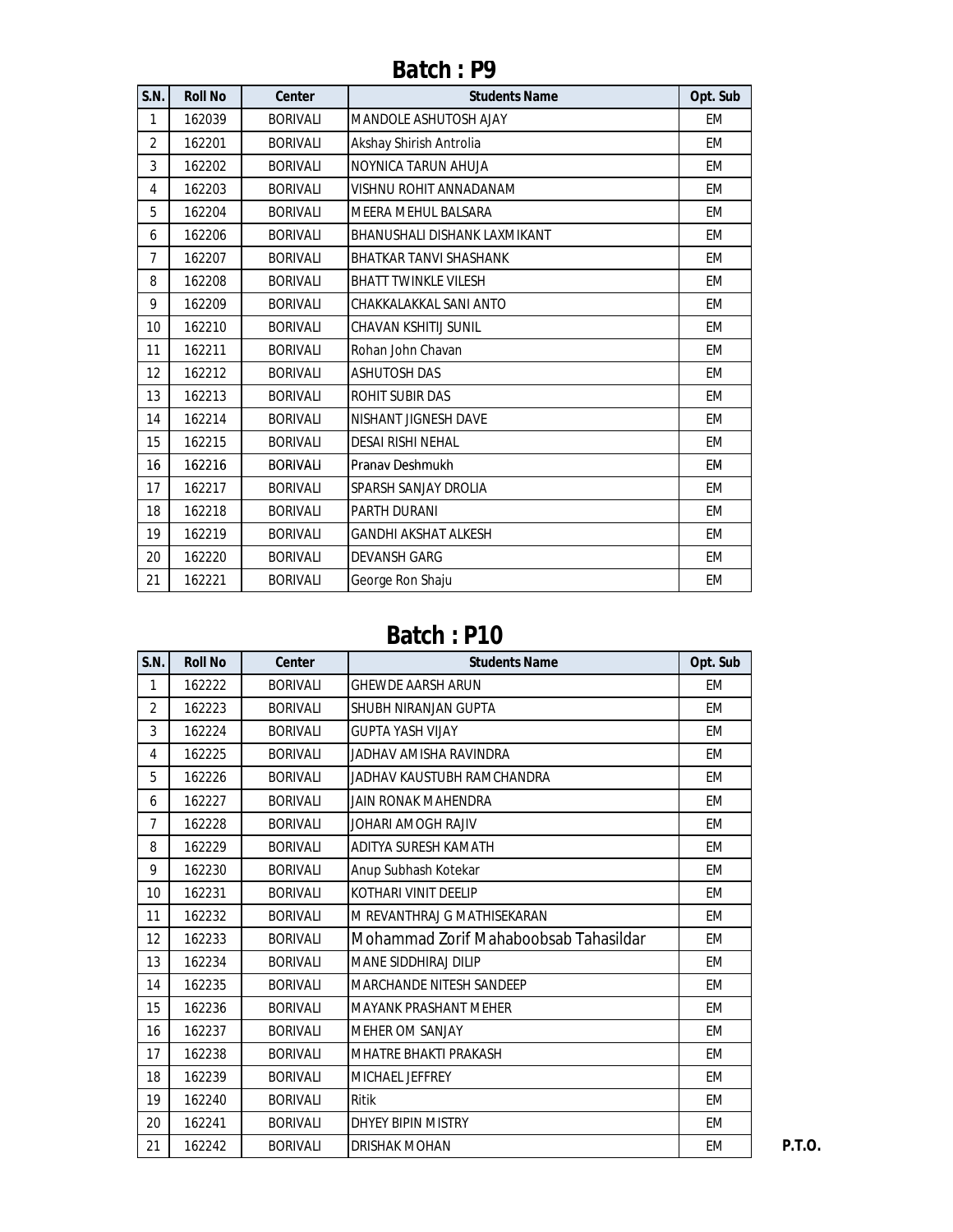# Batch : P9

| S.N. | Roll No | Center | Students Name | Opt. Sub |
|---|---|---|---|---|
| 1 | 162039 | BORIVALI | MANDOLE ASHUTOSH AJAY | EM |
| 2 | 162201 | BORIVALI | Akshay Shirish Antrolia | EM |
| 3 | 162202 | BORIVALI | NOYNICA TARUN AHUJA | EM |
| 4 | 162203 | BORIVALI | VISHNU ROHIT ANNADANAM | EM |
| 5 | 162204 | BORIVALI | MEERA MEHUL BALSARA | EM |
| 6 | 162206 | BORIVALI | BHANUSHALI DISHANK LAXMIKANT | EM |
| 7 | 162207 | BORIVALI | BHATKAR TANVI SHASHANK | EM |
| 8 | 162208 | BORIVALI | BHATT TWINKLE VILESH | EM |
| 9 | 162209 | BORIVALI | CHAKKALAKKAL SANI ANTO | EM |
| 10 | 162210 | BORIVALI | CHAVAN KSHITIJ SUNIL | EM |
| 11 | 162211 | BORIVALI | Rohan John Chavan | EM |
| 12 | 162212 | BORIVALI | ASHUTOSH DAS | EM |
| 13 | 162213 | BORIVALI | ROHIT SUBIR DAS | EM |
| 14 | 162214 | BORIVALI | NISHANT JIGNESH DAVE | EM |
| 15 | 162215 | BORIVALI | DESAI RISHI NEHAL | EM |
| 16 | 162216 | BORIVALI | Pranav Deshmukh | EM |
| 17 | 162217 | BORIVALI | SPARSH SANJAY DROLIA | EM |
| 18 | 162218 | BORIVALI | PARTH DURANI | EM |
| 19 | 162219 | BORIVALI | GANDHI AKSHAT ALKESH | EM |
| 20 | 162220 | BORIVALI | DEVANSH GARG | EM |
| 21 | 162221 | BORIVALI | George Ron Shaju | EM |

# Batch : P10

| S.N. | Roll No | Center | Students Name | Opt. Sub |
|---|---|---|---|---|
| 1 | 162222 | BORIVALI | GHEWDE AARSH ARUN | EM |
| 2 | 162223 | BORIVALI | SHUBH NIRANJAN GUPTA | EM |
| 3 | 162224 | BORIVALI | GUPTA YASH VIJAY | EM |
| 4 | 162225 | BORIVALI | JADHAV AMISHA RAVINDRA | EM |
| 5 | 162226 | BORIVALI | JADHAV KAUSTUBH RAMCHANDRA | EM |
| 6 | 162227 | BORIVALI | JAIN RONAK MAHENDRA | EM |
| 7 | 162228 | BORIVALI | JOHARI AMOGH RAJIV | EM |
| 8 | 162229 | BORIVALI | ADITYA SURESH KAMATH | EM |
| 9 | 162230 | BORIVALI | Anup Subhash Kotekar | EM |
| 10 | 162231 | BORIVALI | KOTHARI VINIT DEELIP | EM |
| 11 | 162232 | BORIVALI | M REVANTHRAJ G MATHISEKARAN | EM |
| 12 | 162233 | BORIVALI | Mohammad Zorif Mahaboobsab Tahasildar | EM |
| 13 | 162234 | BORIVALI | MANE SIDDHIRAJ DILIP | EM |
| 14 | 162235 | BORIVALI | MARCHANDE NITESH SANDEEP | EM |
| 15 | 162236 | BORIVALI | MAYANK PRASHANT MEHER | EM |
| 16 | 162237 | BORIVALI | MEHER OM SANJAY | EM |
| 17 | 162238 | BORIVALI | MHATRE BHAKTI PRAKASH | EM |
| 18 | 162239 | BORIVALI | MICHAEL JEFFREY | EM |
| 19 | 162240 | BORIVALI | Ritik | EM |
| 20 | 162241 | BORIVALI | DHYEY BIPIN MISTRY | EM |
| 21 | 162242 | BORIVALI | DRISHAK MOHAN | EM |

**P.T.O.**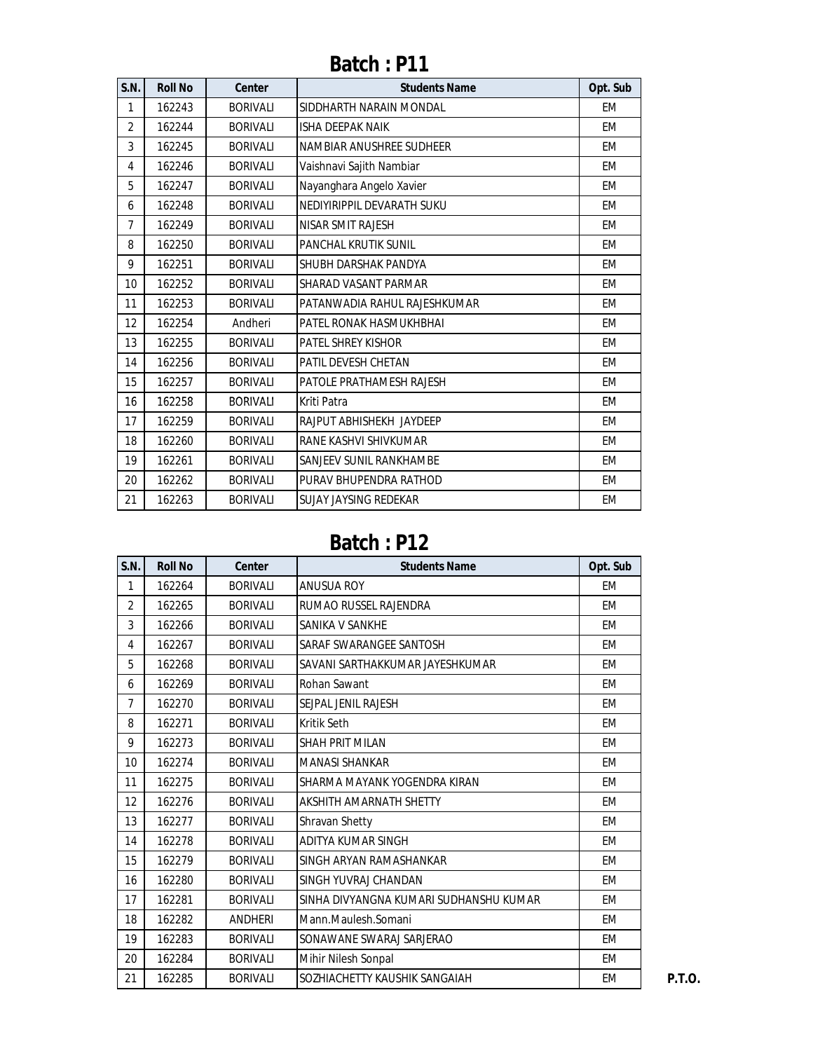## Batch : P11

| S.N. | Roll No | Center | Students Name | Opt. Sub |
|---|---|---|---|---|
| 1 | 162243 | BORIVALI | SIDDHARTH NARAIN MONDAL | EM |
| 2 | 162244 | BORIVALI | ISHA DEEPAK NAIK | EM |
| 3 | 162245 | BORIVALI | NAMBIAR ANUSHREE SUDHEER | EM |
| 4 | 162246 | BORIVALI | Vaishnavi Sajith Nambiar | EM |
| 5 | 162247 | BORIVALI | Nayanghara Angelo Xavier | EM |
| 6 | 162248 | BORIVALI | NEDIYIRIPPIL DEVARATH SUKU | EM |
| 7 | 162249 | BORIVALI | NISAR SMIT RAJESH | EM |
| 8 | 162250 | BORIVALI | PANCHAL KRUTIK SUNIL | EM |
| 9 | 162251 | BORIVALI | SHUBH DARSHAK PANDYA | EM |
| 10 | 162252 | BORIVALI | SHARAD VASANT PARMAR | EM |
| 11 | 162253 | BORIVALI | PATANWADIA RAHUL RAJESHKUMAR | EM |
| 12 | 162254 | Andheri | PATEL RONAK HASMUKHBHAI | EM |
| 13 | 162255 | BORIVALI | PATEL SHREY KISHOR | EM |
| 14 | 162256 | BORIVALI | PATIL DEVESH CHETAN | EM |
| 15 | 162257 | BORIVALI | PATOLE PRATHAMESH RAJESH | EM |
| 16 | 162258 | BORIVALI | Kriti Patra | EM |
| 17 | 162259 | BORIVALI | RAJPUT ABHISHEKH JAYDEEP | EM |
| 18 | 162260 | BORIVALI | RANE KASHVI SHIVKUMAR | EM |
| 19 | 162261 | BORIVALI | SANJEEV SUNIL RANKHAMBE | EM |
| 20 | 162262 | BORIVALI | PURAV BHUPENDRA RATHOD | EM |
| 21 | 162263 | BORIVALI | SUJAY JAYSING REDEKAR | EM |

## Batch : P12

| S.N. | Roll No | Center | Students Name | Opt. Sub |
|---|---|---|---|---|
| 1 | 162264 | BORIVALI | ANUSUA ROY | EM |
| 2 | 162265 | BORIVALI | RUMAO RUSSEL RAJENDRA | EM |
| 3 | 162266 | BORIVALI | SANIKA V SANKHE | EM |
| 4 | 162267 | BORIVALI | SARAF SWARANGEE SANTOSH | EM |
| 5 | 162268 | BORIVALI | SAVANI SARTHAKKUMAR JAYESHKUMAR | EM |
| 6 | 162269 | BORIVALI | Rohan Sawant | EM |
| 7 | 162270 | BORIVALI | SEJPAL JENIL RAJESH | EM |
| 8 | 162271 | BORIVALI | Kritik Seth | EM |
| 9 | 162273 | BORIVALI | SHAH PRIT MILAN | EM |
| 10 | 162274 | BORIVALI | MANASI SHANKAR | EM |
| 11 | 162275 | BORIVALI | SHARMA MAYANK YOGENDRA KIRAN | EM |
| 12 | 162276 | BORIVALI | AKSHITH AMARNATH SHETTY | EM |
| 13 | 162277 | BORIVALI | Shravan Shetty | EM |
| 14 | 162278 | BORIVALI | ADITYA KUMAR SINGH | EM |
| 15 | 162279 | BORIVALI | SINGH ARYAN RAMASHANKAR | EM |
| 16 | 162280 | BORIVALI | SINGH YUVRAJ CHANDAN | EM |
| 17 | 162281 | BORIVALI | SINHA DIVYANGNA KUMARI SUDHANSHU KUMAR | EM |
| 18 | 162282 | ANDHERI | Mann.Maulesh.Somani | EM |
| 19 | 162283 | BORIVALI | SONAWANE SWARAJ SARJERAO | EM |
| 20 | 162284 | BORIVALI | Mihir Nilesh Sonpal | EM |
| 21 | 162285 | BORIVALI | SOZHIACHETTY KAUSHIK SANGAIAH | EM |

**P.T.O.**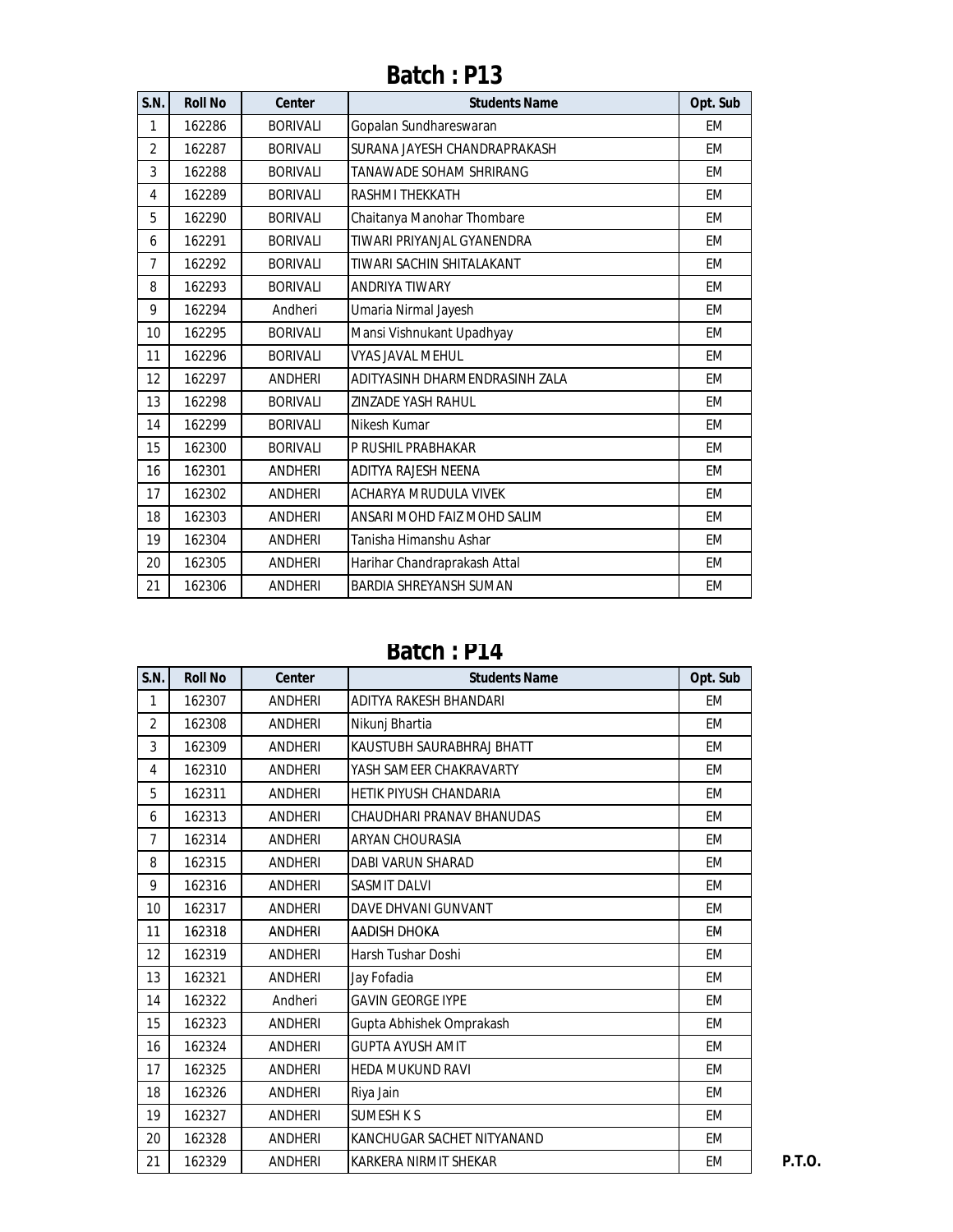## Batch : P13

| S.N. | Roll No | Center | Students Name | Opt. Sub |
|---|---|---|---|---|
| 1 | 162286 | BORIVALI | Gopalan Sundhareswaran | EM |
| 2 | 162287 | BORIVALI | SURANA JAYESH CHANDRAPRAKASH | EM |
| 3 | 162288 | BORIVALI | TANAWADE SOHAM SHRIRANG | EM |
| 4 | 162289 | BORIVALI | RASHMI THEKKATH | EM |
| 5 | 162290 | BORIVALI | Chaitanya Manohar Thombare | EM |
| 6 | 162291 | BORIVALI | TIWARI PRIYANJAL GYANENDRA | EM |
| 7 | 162292 | BORIVALI | TIWARI SACHIN SHITALAKANT | EM |
| 8 | 162293 | BORIVALI | ANDRIYA TIWARY | EM |
| 9 | 162294 | Andheri | Umaria Nirmal Jayesh | EM |
| 10 | 162295 | BORIVALI | Mansi Vishnukant Upadhyay | EM |
| 11 | 162296 | BORIVALI | VYAS JAVAL MEHUL | EM |
| 12 | 162297 | ANDHERI | ADITYASINH DHARMENDRASINH ZALA | EM |
| 13 | 162298 | BORIVALI | ZINZADE YASH RAHUL | EM |
| 14 | 162299 | BORIVALI | Nikesh Kumar | EM |
| 15 | 162300 | BORIVALI | P RUSHIL PRABHAKAR | EM |
| 16 | 162301 | ANDHERI | ADITYA RAJESH NEENA | EM |
| 17 | 162302 | ANDHERI | ACHARYA MRUDULA VIVEK | EM |
| 18 | 162303 | ANDHERI | ANSARI MOHD FAIZ MOHD SALIM | EM |
| 19 | 162304 | ANDHERI | Tanisha Himanshu Ashar | EM |
| 20 | 162305 | ANDHERI | Harihar Chandraprakash Attal | EM |
| 21 | 162306 | ANDHERI | BARDIA SHREYANSH SUMAN | EM |

## Batch : P14

| S.N. | Roll No | Center | Students Name | Opt. Sub |
|---|---|---|---|---|
| 1 | 162307 | ANDHERI | ADITYA RAKESH BHANDARI | EM |
| 2 | 162308 | ANDHERI | Nikunj Bhartia | EM |
| 3 | 162309 | ANDHERI | KAUSTUBH SAURABHRAJ BHATT | EM |
| 4 | 162310 | ANDHERI | YASH SAMEER CHAKRAVARTY | EM |
| 5 | 162311 | ANDHERI | HETIK PIYUSH CHANDARIA | EM |
| 6 | 162313 | ANDHERI | CHAUDHARI PRANAV BHANUDAS | EM |
| 7 | 162314 | ANDHERI | ARYAN CHOURASIA | EM |
| 8 | 162315 | ANDHERI | DABI VARUN SHARAD | EM |
| 9 | 162316 | ANDHERI | SASMIT DALVI | EM |
| 10 | 162317 | ANDHERI | DAVE DHVANI GUNVANT | EM |
| 11 | 162318 | ANDHERI | AADISH DHOKA | EM |
| 12 | 162319 | ANDHERI | Harsh Tushar Doshi | EM |
| 13 | 162321 | ANDHERI | Jay Fofadia | EM |
| 14 | 162322 | Andheri | GAVIN GEORGE IYPE | EM |
| 15 | 162323 | ANDHERI | Gupta Abhishek Omprakash | EM |
| 16 | 162324 | ANDHERI | GUPTA AYUSH AMIT | EM |
| 17 | 162325 | ANDHERI | HEDA MUKUND RAVI | EM |
| 18 | 162326 | ANDHERI | Riya Jain | EM |
| 19 | 162327 | ANDHERI | SUMESH K S | EM |
| 20 | 162328 | ANDHERI | KANCHUGAR SACHET NITYANAND | EM |
| 21 | 162329 | ANDHERI | KARKERA NIRMIT SHEKAR | EM |

**P.T.O.**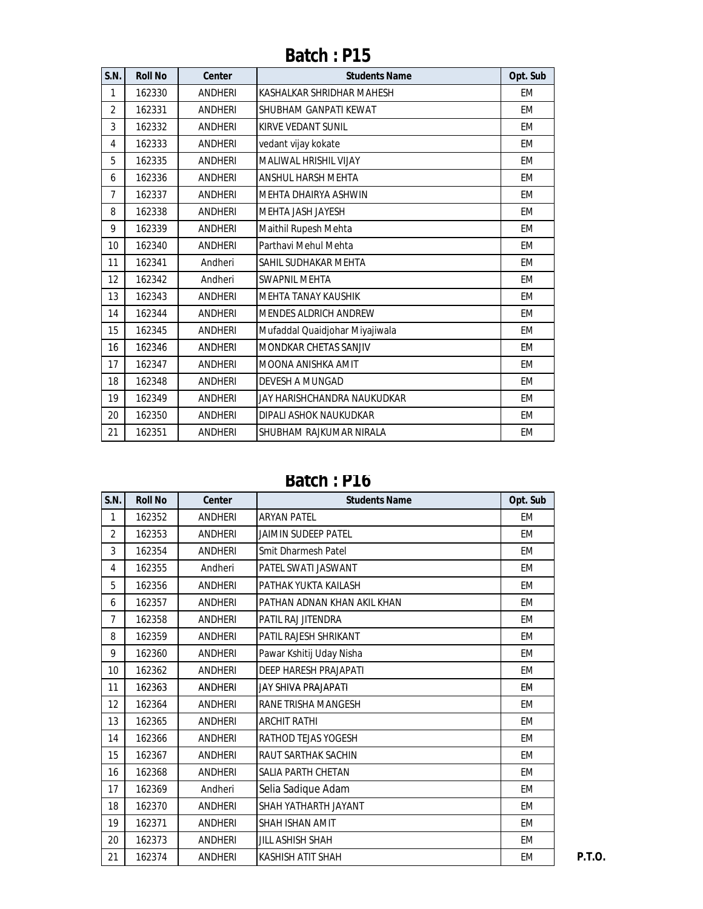# Batch : P15

| S.N. | Roll No | Center | Students Name | Opt. Sub |
|---|---|---|---|---|
| 1 | 162330 | ANDHERI | KASHALKAR SHRIDHAR MAHESH | EM |
| 2 | 162331 | ANDHERI | SHUBHAM GANPATI KEWAT | EM |
| 3 | 162332 | ANDHERI | KIRVE VEDANT SUNIL | EM |
| 4 | 162333 | ANDHERI | vedant vijay kokate | EM |
| 5 | 162335 | ANDHERI | MALIWAL HRISHIL VIJAY | EM |
| 6 | 162336 | ANDHERI | ANSHUL HARSH MEHTA | EM |
| 7 | 162337 | ANDHERI | MEHTA DHAIRYA ASHWIN | EM |
| 8 | 162338 | ANDHERI | MEHTA JASH JAYESH | EM |
| 9 | 162339 | ANDHERI | Maithil Rupesh Mehta | EM |
| 10 | 162340 | ANDHERI | Parthavi Mehul Mehta | EM |
| 11 | 162341 | Andheri | SAHIL SUDHAKAR MEHTA | EM |
| 12 | 162342 | Andheri | SWAPNIL MEHTA | EM |
| 13 | 162343 | ANDHERI | MEHTA TANAY KAUSHIK | EM |
| 14 | 162344 | ANDHERI | MENDES ALDRICH ANDREW | EM |
| 15 | 162345 | ANDHERI | Mufaddal Quaidjohar Miyajiwala | EM |
| 16 | 162346 | ANDHERI | MONDKAR CHETAS SANJIV | EM |
| 17 | 162347 | ANDHERI | MOONA ANISHKA AMIT | EM |
| 18 | 162348 | ANDHERI | DEVESH A MUNGAD | EM |
| 19 | 162349 | ANDHERI | JAY HARISHCHANDRA NAUKUDKAR | EM |
| 20 | 162350 | ANDHERI | DIPALI ASHOK NAUKUDKAR | EM |
| 21 | 162351 | ANDHERI | SHUBHAM RAJKUMAR NIRALA | EM |

# Batch : P16

| S.N. | Roll No | Center | Students Name | Opt. Sub |
|---|---|---|---|---|
| 1 | 162352 | ANDHERI | ARYAN PATEL | EM |
| 2 | 162353 | ANDHERI | JAIMIN SUDEEP PATEL | EM |
| 3 | 162354 | ANDHERI | Smit Dharmesh Patel | EM |
| 4 | 162355 | Andheri | PATEL SWATI JASWANT | EM |
| 5 | 162356 | ANDHERI | PATHAK YUKTA KAILASH | EM |
| 6 | 162357 | ANDHERI | PATHAN ADNAN KHAN AKIL KHAN | EM |
| 7 | 162358 | ANDHERI | PATIL RAJ JITENDRA | EM |
| 8 | 162359 | ANDHERI | PATIL RAJESH SHRIKANT | EM |
| 9 | 162360 | ANDHERI | Pawar Kshitij Uday Nisha | EM |
| 10 | 162362 | ANDHERI | DEEP HARESH PRAJAPATI | EM |
| 11 | 162363 | ANDHERI | JAY SHIVA PRAJAPATI | EM |
| 12 | 162364 | ANDHERI | RANE TRISHA MANGESH | EM |
| 13 | 162365 | ANDHERI | ARCHIT RATHI | EM |
| 14 | 162366 | ANDHERI | RATHOD TEJAS YOGESH | EM |
| 15 | 162367 | ANDHERI | RAUT SARTHAK SACHIN | EM |
| 16 | 162368 | ANDHERI | SALIA PARTH CHETAN | EM |
| 17 | 162369 | Andheri | Selia Sadique Adam | EM |
| 18 | 162370 | ANDHERI | SHAH YATHARTH JAYANT | EM |
| 19 | 162371 | ANDHERI | SHAH ISHAN AMIT | EM |
| 20 | 162373 | ANDHERI | JILL ASHISH SHAH | EM |
| 21 | 162374 | ANDHERI | KASHISH ATIT SHAH | EM |

**P.T.O.**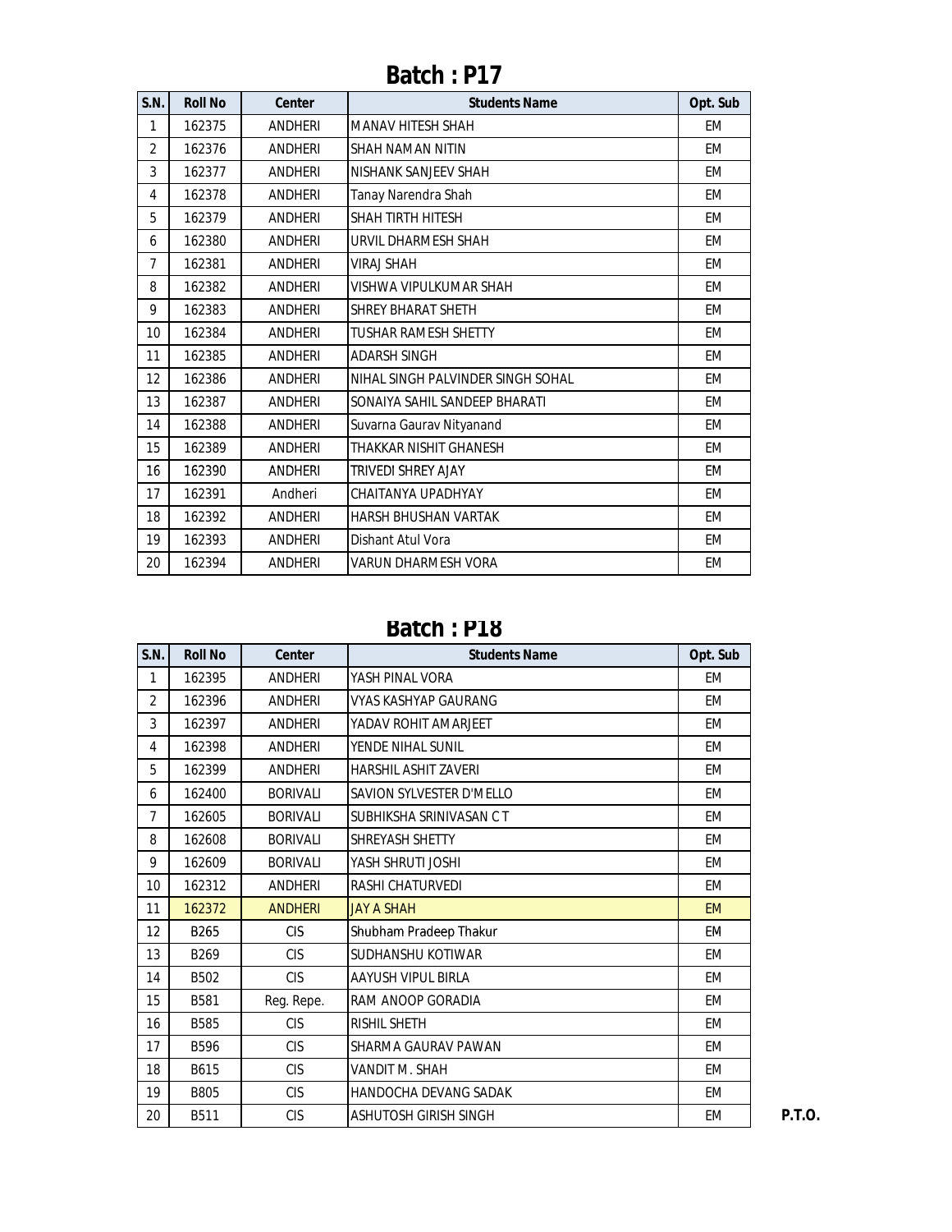## Batch : P17

| S.N. | Roll No | Center | Students Name | Opt. Sub |
|---|---|---|---|---|
| 1 | 162375 | ANDHERI | MANAV HITESH SHAH | EM |
| 2 | 162376 | ANDHERI | SHAH NAMAN NITIN | EM |
| 3 | 162377 | ANDHERI | NISHANK SANJEEV SHAH | EM |
| 4 | 162378 | ANDHERI | Tanay Narendra Shah | EM |
| 5 | 162379 | ANDHERI | SHAH TIRTH HITESH | EM |
| 6 | 162380 | ANDHERI | URVIL DHARMESH SHAH | EM |
| 7 | 162381 | ANDHERI | VIRAJ SHAH | EM |
| 8 | 162382 | ANDHERI | VISHWA VIPULKUMAR SHAH | EM |
| 9 | 162383 | ANDHERI | SHREY BHARAT SHETH | EM |
| 10 | 162384 | ANDHERI | TUSHAR RAMESH SHETTY | EM |
| 11 | 162385 | ANDHERI | ADARSH SINGH | EM |
| 12 | 162386 | ANDHERI | NIHAL SINGH PALVINDER SINGH SOHAL | EM |
| 13 | 162387 | ANDHERI | SONAIYA SAHIL SANDEEP BHARATI | EM |
| 14 | 162388 | ANDHERI | Suvarna Gaurav Nityanand | EM |
| 15 | 162389 | ANDHERI | THAKKAR NISHIT GHANESH | EM |
| 16 | 162390 | ANDHERI | TRIVEDI SHREY AJAY | EM |
| 17 | 162391 | Andheri | CHAITANYA UPADHYAY | EM |
| 18 | 162392 | ANDHERI | HARSH BHUSHAN VARTAK | EM |
| 19 | 162393 | ANDHERI | Dishant Atul Vora | EM |
| 20 | 162394 | ANDHERI | VARUN DHARMESH VORA | EM |

## Batch : P18

| S.N. | Roll No | Center | Students Name | Opt. Sub |
|---|---|---|---|---|
| 1 | 162395 | ANDHERI | YASH PINAL VORA | EM |
| 2 | 162396 | ANDHERI | VYAS KASHYAP GAURANG | EM |
| 3 | 162397 | ANDHERI | YADAV ROHIT AMARJEET | EM |
| 4 | 162398 | ANDHERI | YENDE NIHAL SUNIL | EM |
| 5 | 162399 | ANDHERI | HARSHIL ASHIT ZAVERI | EM |
| 6 | 162400 | BORIVALI | SAVION SYLVESTER D'MELLO | EM |
| 7 | 162605 | BORIVALI | SUBHIKSHA SRINIVASAN C T | EM |
| 8 | 162608 | BORIVALI | SHREYASH SHETTY | EM |
| 9 | 162609 | BORIVALI | YASH SHRUTI JOSHI | EM |
| 10 | 162312 | ANDHERI | RASHI CHATURVEDI | EM |
| 11 | 162372 | ANDHERI | JAY A SHAH | EM |
| 12 | B265 | CIS | Shubham Pradeep Thakur | EM |
| 13 | B269 | CIS | SUDHANSHU KOTIWAR | EM |
| 14 | B502 | CIS | AAYUSH VIPUL BIRLA | EM |
| 15 | B581 | Reg. Repe. | RAM ANOOP GORADIA | EM |
| 16 | B585 | CIS | RISHIL SHETH | EM |
| 17 | B596 | CIS | SHARMA GAURAV PAWAN | EM |
| 18 | B615 | CIS | VANDIT M. SHAH | EM |
| 19 | B805 | CIS | HANDOCHA DEVANG SADAK | EM |
| 20 | B511 | CIS | ASHUTOSH GIRISH SINGH | EM |

**P.T.O.**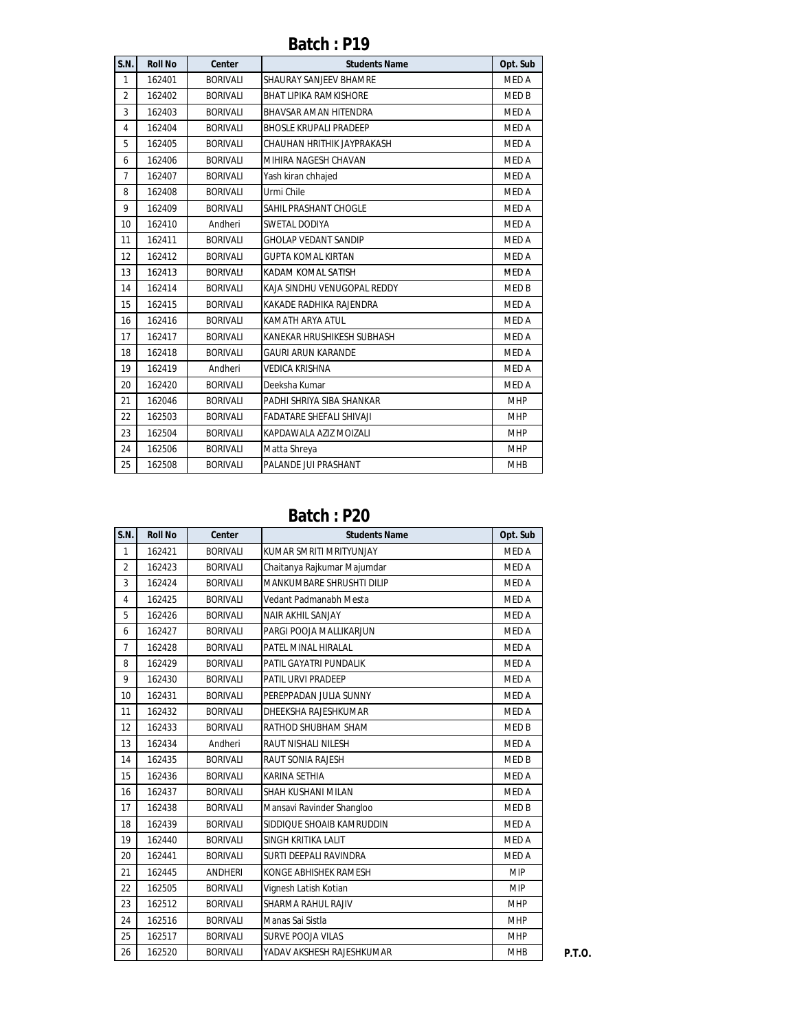## Batch : P19

| S.N. | Roll No | Center | Students Name | Opt. Sub |
|---|---|---|---|---|
| 1 | 162401 | BORIVALI | SHAURAY SANJEEV BHAMRE | MED A |
| 2 | 162402 | BORIVALI | BHAT LIPIKA RAMKISHORE | MED B |
| 3 | 162403 | BORIVALI | BHAVSAR AMAN HITENDRA | MED A |
| 4 | 162404 | BORIVALI | BHOSLE KRUPALI PRADEEP | MED A |
| 5 | 162405 | BORIVALI | CHAUHAN HRITHIK JAYPRAKASH | MED A |
| 6 | 162406 | BORIVALI | MIHIRA NAGESH CHAVAN | MED A |
| 7 | 162407 | BORIVALI | Yash kiran chhajed | MED A |
| 8 | 162408 | BORIVALI | Urmi Chile | MED A |
| 9 | 162409 | BORIVALI | SAHIL PRASHANT CHOGLE | MED A |
| 10 | 162410 | Andheri | SWETAL DODIYA | MED A |
| 11 | 162411 | BORIVALI | GHOLAP VEDANT SANDIP | MED A |
| 12 | 162412 | BORIVALI | GUPTA KOMAL KIRTAN | MED A |
| 13 | 162413 | BORIVALI | KADAM KOMAL SATISH | MED A |
| 14 | 162414 | BORIVALI | KAJA SINDHU VENUGOPAL REDDY | MED B |
| 15 | 162415 | BORIVALI | KAKADE RADHIKA RAJENDRA | MED A |
| 16 | 162416 | BORIVALI | KAMATH ARYA ATUL | MED A |
| 17 | 162417 | BORIVALI | KANEKAR HRUSHIKESH SUBHASH | MED A |
| 18 | 162418 | BORIVALI | GAURI ARUN KARANDE | MED A |
| 19 | 162419 | Andheri | VEDICA KRISHNA | MED A |
| 20 | 162420 | BORIVALI | Deeksha Kumar | MED A |
| 21 | 162046 | BORIVALI | PADHI SHRIYA SIBA SHANKAR | MHP |
| 22 | 162503 | BORIVALI | FADATARE SHEFALI SHIVAJI | MHP |
| 23 | 162504 | BORIVALI | KAPDAWALA AZIZ MOIZALI | MHP |
| 24 | 162506 | BORIVALI | Matta Shreya | MHP |
| 25 | 162508 | BORIVALI | PALANDE JUI PRASHANT | MHB |

## Batch : P20

| S.N. | Roll No | Center | Students Name | Opt. Sub |
|---|---|---|---|---|
| 1 | 162421 | BORIVALI | KUMAR SMRITI MRITYUNJAY | MED A |
| 2 | 162423 | BORIVALI | Chaitanya Rajkumar Majumdar | MED A |
| 3 | 162424 | BORIVALI | MANKUMBARE SHRUSHTI DILIP | MED A |
| 4 | 162425 | BORIVALI | Vedant Padmanabh Mesta | MED A |
| 5 | 162426 | BORIVALI | NAIR AKHIL SANJAY | MED A |
| 6 | 162427 | BORIVALI | PARGI POOJA MALLIKARJUN | MED A |
| 7 | 162428 | BORIVALI | PATEL MINAL HIRALAL | MED A |
| 8 | 162429 | BORIVALI | PATIL GAYATRI PUNDALIK | MED A |
| 9 | 162430 | BORIVALI | PATIL URVI PRADEEP | MED A |
| 10 | 162431 | BORIVALI | PEREPPADAN JULIA SUNNY | MED A |
| 11 | 162432 | BORIVALI | DHEEKSHA RAJESHKUMAR | MED A |
| 12 | 162433 | BORIVALI | RATHOD SHUBHAM SHAM | MED B |
| 13 | 162434 | Andheri | RAUT NISHALI NILESH | MED A |
| 14 | 162435 | BORIVALI | RAUT SONIA RAJESH | MED B |
| 15 | 162436 | BORIVALI | KARINA SETHIA | MED A |
| 16 | 162437 | BORIVALI | SHAH KUSHANI MILAN | MED A |
| 17 | 162438 | BORIVALI | Mansavi Ravinder Shangloo | MED B |
| 18 | 162439 | BORIVALI | SIDDIQUE SHOAIB KAMRUDDIN | MED A |
| 19 | 162440 | BORIVALI | SINGH KRITIKA LALIT | MED A |
| 20 | 162441 | BORIVALI | SURTI DEEPALI RAVINDRA | MED A |
| 21 | 162445 | ANDHERI | KONGE ABHISHEK RAMESH | MIP |
| 22 | 162505 | BORIVALI | Vignesh Latish Kotian | MIP |
| 23 | 162512 | BORIVALI | SHARMA RAHUL RAJIV | MHP |
| 24 | 162516 | BORIVALI | Manas Sai Sistla | MHP |
| 25 | 162517 | BORIVALI | SURVE POOJA VILAS | MHP |
| 26 | 162520 | BORIVALI | YADAV AKSHESH RAJESHKUMAR | MHB |

**P.T.O.**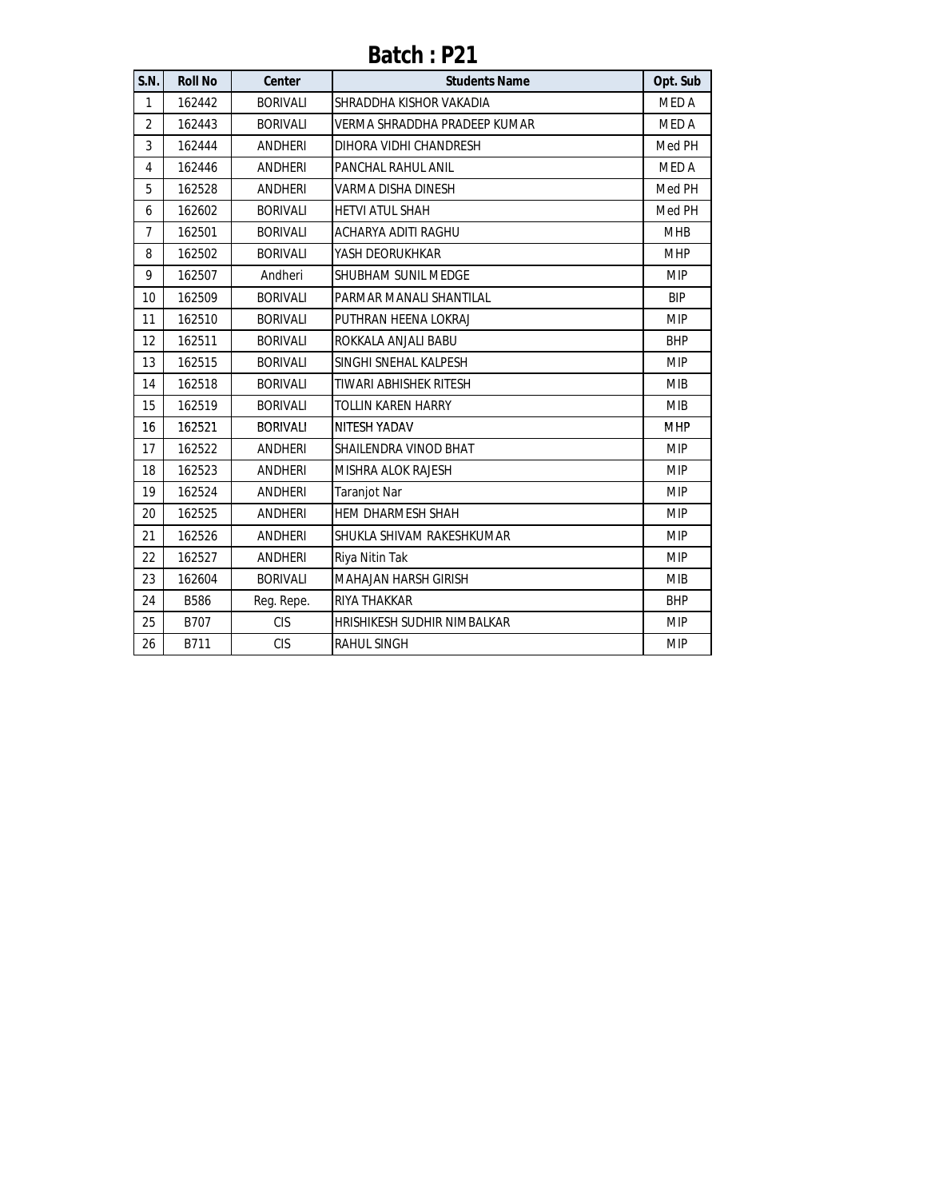# Batch : P21

| S.N. | Roll No | Center | Students Name | Opt. Sub |
|---|---|---|---|---|
| 1 | 162442 | BORIVALI | SHRADDHA KISHOR VAKADIA | MED A |
| 2 | 162443 | BORIVALI | VERMA SHRADDHA PRADEEP KUMAR | MED A |
| 3 | 162444 | ANDHERI | DIHORA VIDHI CHANDRESH | Med PH |
| 4 | 162446 | ANDHERI | PANCHAL RAHUL ANIL | MED A |
| 5 | 162528 | ANDHERI | VARMA DISHA DINESH | Med PH |
| 6 | 162602 | BORIVALI | HETVI ATUL SHAH | Med PH |
| 7 | 162501 | BORIVALI | ACHARYA ADITI RAGHU | MHB |
| 8 | 162502 | BORIVALI | YASH DEORUKHKAR | MHP |
| 9 | 162507 | Andheri | SHUBHAM SUNIL MEDGE | MIP |
| 10 | 162509 | BORIVALI | PARMAR MANALI SHANTILAL | BIP |
| 11 | 162510 | BORIVALI | PUTHRAN HEENA LOKRAJ | MIP |
| 12 | 162511 | BORIVALI | ROKKALA ANJALI BABU | BHP |
| 13 | 162515 | BORIVALI | SINGHI SNEHAL KALPESH | MIP |
| 14 | 162518 | BORIVALI | TIWARI ABHISHEK RITESH | MIB |
| 15 | 162519 | BORIVALI | TOLLIN KAREN HARRY | MIB |
| 16 | 162521 | BORIVALI | NITESH YADAV | MHP |
| 17 | 162522 | ANDHERI | SHAILENDRA VINOD BHAT | MIP |
| 18 | 162523 | ANDHERI | MISHRA ALOK RAJESH | MIP |
| 19 | 162524 | ANDHERI | Taranjot Nar | MIP |
| 20 | 162525 | ANDHERI | HEM DHARMESH SHAH | MIP |
| 21 | 162526 | ANDHERI | SHUKLA SHIVAM RAKESHKUMAR | MIP |
| 22 | 162527 | ANDHERI | Riya Nitin Tak | MIP |
| 23 | 162604 | BORIVALI | MAHAJAN HARSH GIRISH | MIB |
| 24 | B586 | Reg. Repe. | RIYA THAKKAR | BHP |
| 25 | B707 | CIS | HRISHIKESH SUDHIR NIMBALKAR | MIP |
| 26 | B711 | CIS | RAHUL SINGH | MIP |